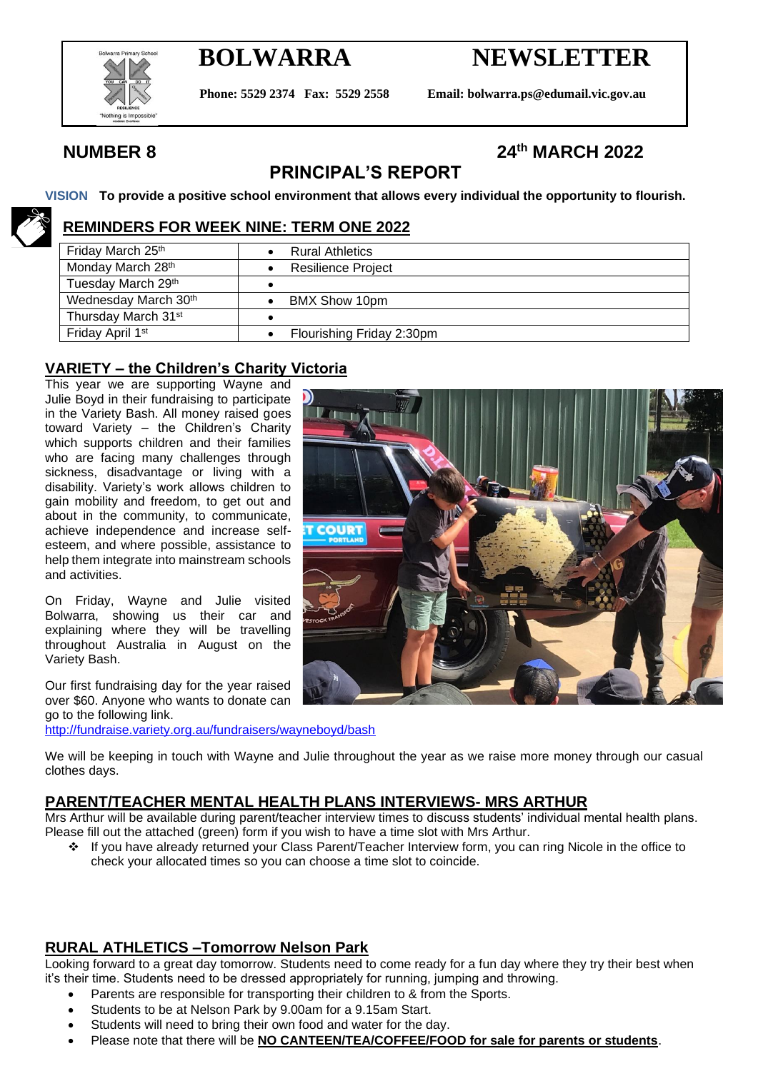# BOLWARRA NEWSLETTER

**Phone: 5529 2374 Fax: 5529 2558 Email: bolwarra.ps@edumail.vic.gov.au**

**NUMBER 8** **24th MARCH 2022**

## PRINCIPAL'S REPORT

**VISION To provide a positive school environment that allows every individual the opportunity to flourish.**

### REMINDERS FOR WEEK NINE: TERM ONE 2022

| | |
|---|---|
| Friday March 25th | • Rural Athletics |
| Monday March 28th | • Resilience Project |
| Tuesday March 29th | • |
| Wednesday March 30th | • BMX Show 10pm |
| Thursday March 31st | • |
| Friday April 1st | • Flourishing Friday 2:30pm |

### VARIETY – the Children's Charity Victoria

This year we are supporting Wayne and Julie Boyd in their fundraising to participate in the Variety Bash. All money raised goes toward Variety – the Children's Charity which supports children and their families who are facing many challenges through sickness, disadvantage or living with a disability. Variety's work allows children to gain mobility and freedom, to get out and about in the community, to communicate, achieve independence and increase self-esteem, and where possible, assistance to help them integrate into mainstream schools and activities.

On Friday, Wayne and Julie visited Bolwarra, showing us their car and explaining where they will be travelling throughout Australia in August on the Variety Bash.

Our first fundraising day for the year raised over $60. Anyone who wants to donate can go to the following link.

http://fundraise.variety.org.au/fundraisers/wayneboyd/bash

We will be keeping in touch with Wayne and Julie throughout the year as we raise more money through our casual clothes days.

### PARENT/TEACHER MENTAL HEALTH PLANS INTERVIEWS- MRS ARTHUR

Mrs Arthur will be available during parent/teacher interview times to discuss students' individual mental health plans. Please fill out the attached (green) form if you wish to have a time slot with Mrs Arthur.

- If you have already returned your Class Parent/Teacher Interview form, you can ring Nicole in the office to check your allocated times so you can choose a time slot to coincide.

### RURAL ATHLETICS –Tomorrow Nelson Park

Looking forward to a great day tomorrow. Students need to come ready for a fun day where they try their best when it's their time. Students need to be dressed appropriately for running, jumping and throwing.

- Parents are responsible for transporting their children to & from the Sports.
- Students to be at Nelson Park by 9.00am for a 9.15am Start.
- Students will need to bring their own food and water for the day.
- Please note that there will be **NO CANTEEN/TEA/COFFEE/FOOD for sale for parents or students**.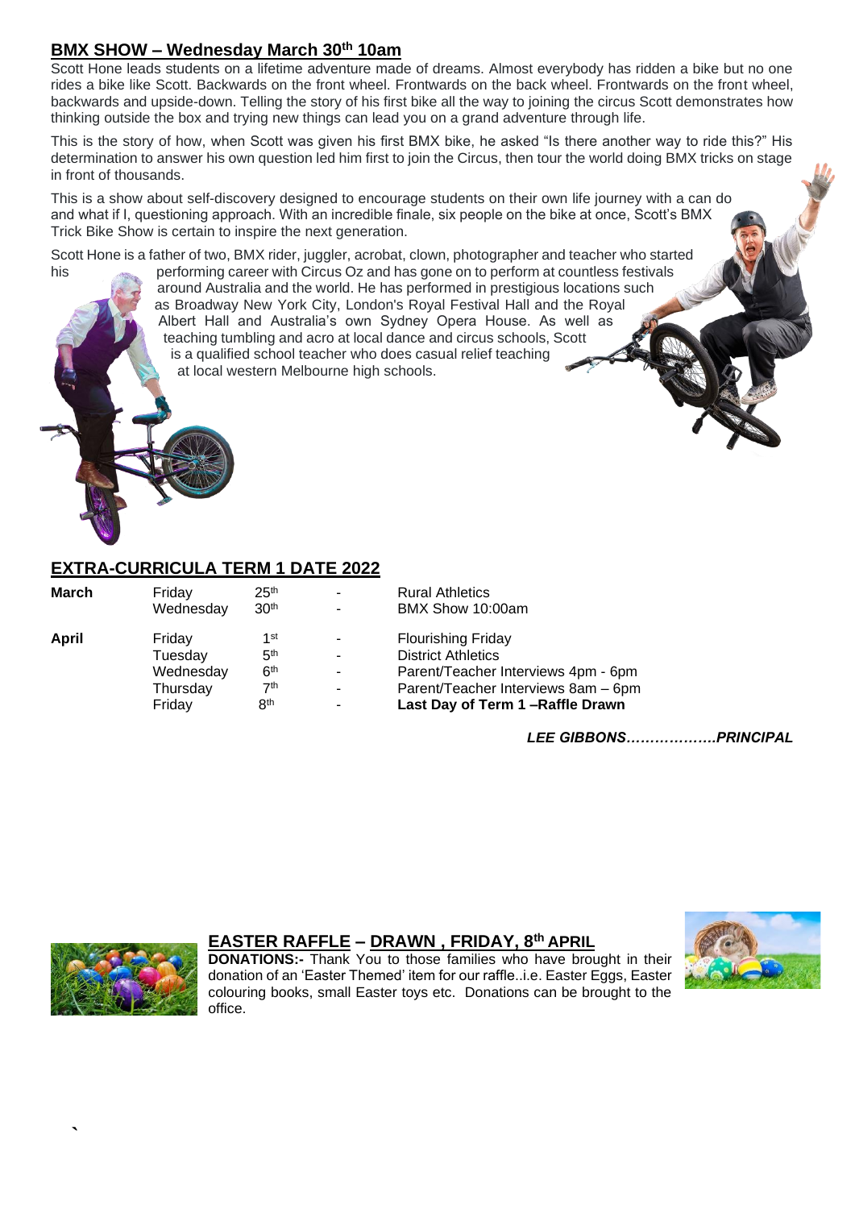## BMX SHOW – Wednesday March 30th 10am

Scott Hone leads students on a lifetime adventure made of dreams. Almost everybody has ridden a bike but no one rides a bike like Scott. Backwards on the front wheel. Frontwards on the back wheel. Frontwards on the front wheel, backwards and upside-down. Telling the story of his first bike all the way to joining the circus Scott demonstrates how thinking outside the box and trying new things can lead you on a grand adventure through life.

This is the story of how, when Scott was given his first BMX bike, he asked "Is there another way to ride this?" His determination to answer his own question led him first to join the Circus, then tour the world doing BMX tricks on stage in front of thousands.

This is a show about self-discovery designed to encourage students on their own life journey with a can do and what if I, questioning approach. With an incredible finale, six people on the bike at once, Scott's BMX Trick Bike Show is certain to inspire the next generation.

Scott Hone is a father of two, BMX rider, juggler, acrobat, clown, photographer and teacher who started his performing career with Circus Oz and has gone on to perform at countless festivals around Australia and the world. He has performed in prestigious locations such as Broadway New York City, London's Royal Festival Hall and the Royal Albert Hall and Australia's own Sydney Opera House. As well as teaching tumbling and acro at local dance and circus schools, Scott is a qualified school teacher who does casual relief teaching at local western Melbourne high schools.

## EXTRA-CURRICULA TERM 1 DATE 2022

| | | | | |
|---|---|---|---|---|
| **March** | Friday | 25th | - | Rural Athletics |
| | Wednesday | 30th | - | BMX Show 10:00am |
| **April** | Friday | 1st | - | Flourishing Friday |
| | Tuesday | 5th | - | District Athletics |
| | Wednesday | 6th | - | Parent/Teacher Interviews 4pm - 6pm |
| | Thursday | 7th | - | Parent/Teacher Interviews 8am – 6pm |
| | Friday | 8th | - | **Last Day of Term 1 –Raffle Drawn** |

***LEE GIBBONS……………….PRINCIPAL***

## EASTER RAFFLE – DRAWN , FRIDAY, 8th APRIL

**DONATIONS:-** Thank You to those families who have brought in their donation of an 'Easter Themed' item for our raffle..i.e. Easter Eggs, Easter colouring books, small Easter toys etc. Donations can be brought to the office.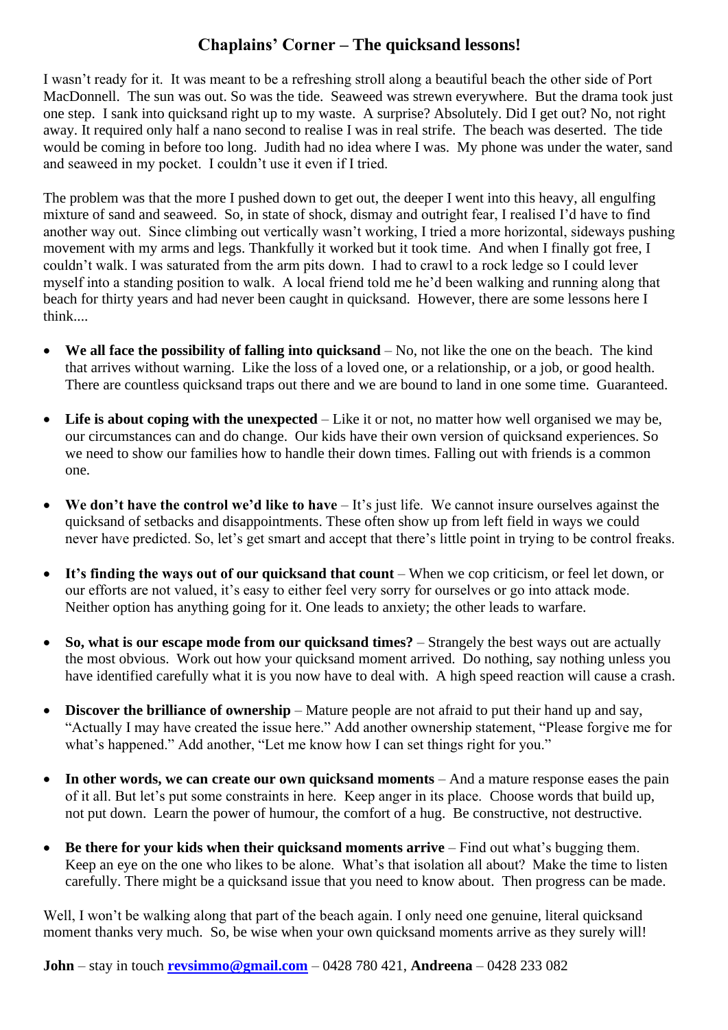# Chaplains' Corner – The quicksand lessons!

I wasn't ready for it. It was meant to be a refreshing stroll along a beautiful beach the other side of Port MacDonnell. The sun was out. So was the tide. Seaweed was strewn everywhere. But the drama took just one step. I sank into quicksand right up to my waste. A surprise? Absolutely. Did I get out? No, not right away. It required only half a nano second to realise I was in real strife. The beach was deserted. The tide would be coming in before too long. Judith had no idea where I was. My phone was under the water, sand and seaweed in my pocket. I couldn't use it even if I tried.

The problem was that the more I pushed down to get out, the deeper I went into this heavy, all engulfing mixture of sand and seaweed. So, in state of shock, dismay and outright fear, I realised I'd have to find another way out. Since climbing out vertically wasn't working, I tried a more horizontal, sideways pushing movement with my arms and legs. Thankfully it worked but it took time. And when I finally got free, I couldn't walk. I was saturated from the arm pits down. I had to crawl to a rock ledge so I could lever myself into a standing position to walk. A local friend told me he'd been walking and running along that beach for thirty years and had never been caught in quicksand. However, there are some lessons here I think....

- **We all face the possibility of falling into quicksand** – No, not like the one on the beach. The kind that arrives without warning. Like the loss of a loved one, or a relationship, or a job, or good health. There are countless quicksand traps out there and we are bound to land in one some time. Guaranteed.
- **Life is about coping with the unexpected** – Like it or not, no matter how well organised we may be, our circumstances can and do change. Our kids have their own version of quicksand experiences. So we need to show our families how to handle their down times. Falling out with friends is a common one.
- **We don't have the control we'd like to have** – It's just life. We cannot insure ourselves against the quicksand of setbacks and disappointments. These often show up from left field in ways we could never have predicted. So, let's get smart and accept that there's little point in trying to control freaks.
- **It's finding the ways out of our quicksand that count** – When we cop criticism, or feel let down, or our efforts are not valued, it's easy to either feel very sorry for ourselves or go into attack mode. Neither option has anything going for it. One leads to anxiety; the other leads to warfare.
- **So, what is our escape mode from our quicksand times?** – Strangely the best ways out are actually the most obvious. Work out how your quicksand moment arrived. Do nothing, say nothing unless you have identified carefully what it is you now have to deal with. A high speed reaction will cause a crash.
- **Discover the brilliance of ownership** – Mature people are not afraid to put their hand up and say, "Actually I may have created the issue here." Add another ownership statement, "Please forgive me for what's happened." Add another, "Let me know how I can set things right for you."
- **In other words, we can create our own quicksand moments** – And a mature response eases the pain of it all. But let's put some constraints in here. Keep anger in its place. Choose words that build up, not put down. Learn the power of humour, the comfort of a hug. Be constructive, not destructive.
- **Be there for your kids when their quicksand moments arrive** – Find out what's bugging them. Keep an eye on the one who likes to be alone. What's that isolation all about? Make the time to listen carefully. There might be a quicksand issue that you need to know about. Then progress can be made.

Well, I won't be walking along that part of the beach again. I only need one genuine, literal quicksand moment thanks very much. So, be wise when your own quicksand moments arrive as they surely will!

**John** – stay in touch **revsimmo@gmail.com** – 0428 780 421, **Andreena** – 0428 233 082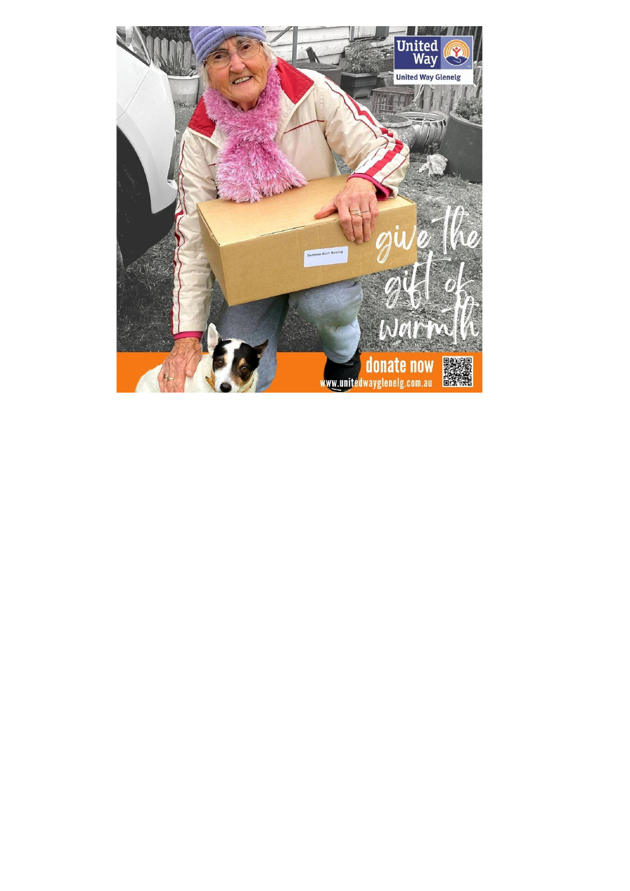United Way

United Way Glenelg

give the gift of warmth

**donate now**

www.unitedwayglenelg.com.au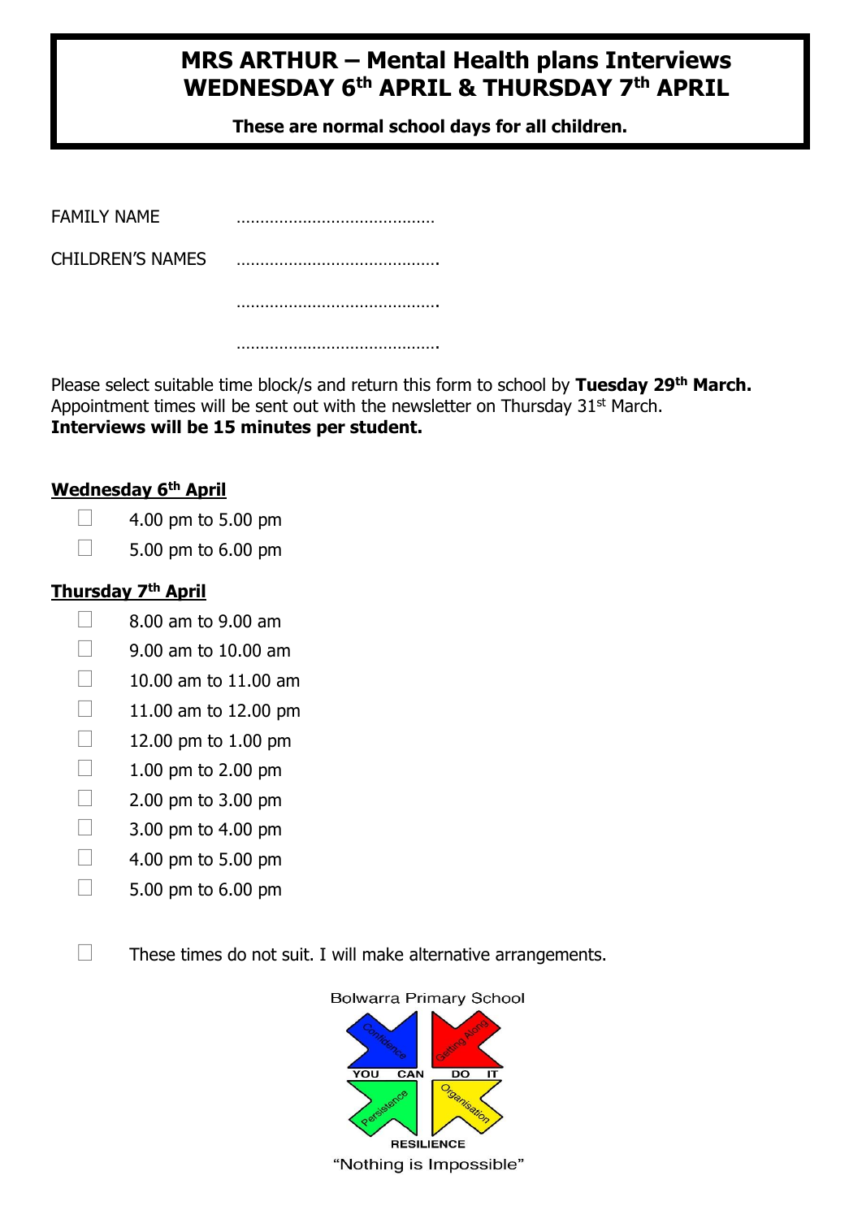# MRS ARTHUR – Mental Health plans Interviews
# WEDNESDAY 6th APRIL & THURSDAY 7th APRIL

**These are normal school days for all children.**

FAMILY NAME ……………………………………

CHILDREN'S NAMES …………………………………….

…………………………………….

…………………………………….

Please select suitable time block/s and return this form to school by **Tuesday 29th March.**
Appointment times will be sent out with the newsletter on Thursday 31st March.
**Interviews will be 15 minutes per student.**

**Wednesday 6th April**

- ☐ 4.00 pm to 5.00 pm
- ☐ 5.00 pm to 6.00 pm

**Thursday 7th April**

- ☐ 8.00 am to 9.00 am
- ☐ 9.00 am to 10.00 am
- ☐ 10.00 am to 11.00 am
- ☐ 11.00 am to 12.00 pm
- ☐ 12.00 pm to 1.00 pm
- ☐ 1.00 pm to 2.00 pm
- ☐ 2.00 pm to 3.00 pm
- ☐ 3.00 pm to 4.00 pm
- ☐ 4.00 pm to 5.00 pm
- ☐ 5.00 pm to 6.00 pm

☐ These times do not suit. I will make alternative arrangements.

Bolwarra Primary School

Confidence, Getting Along, Persistence, Organisation

YOU CAN DO IT

RESILIENCE

"Nothing is Impossible"